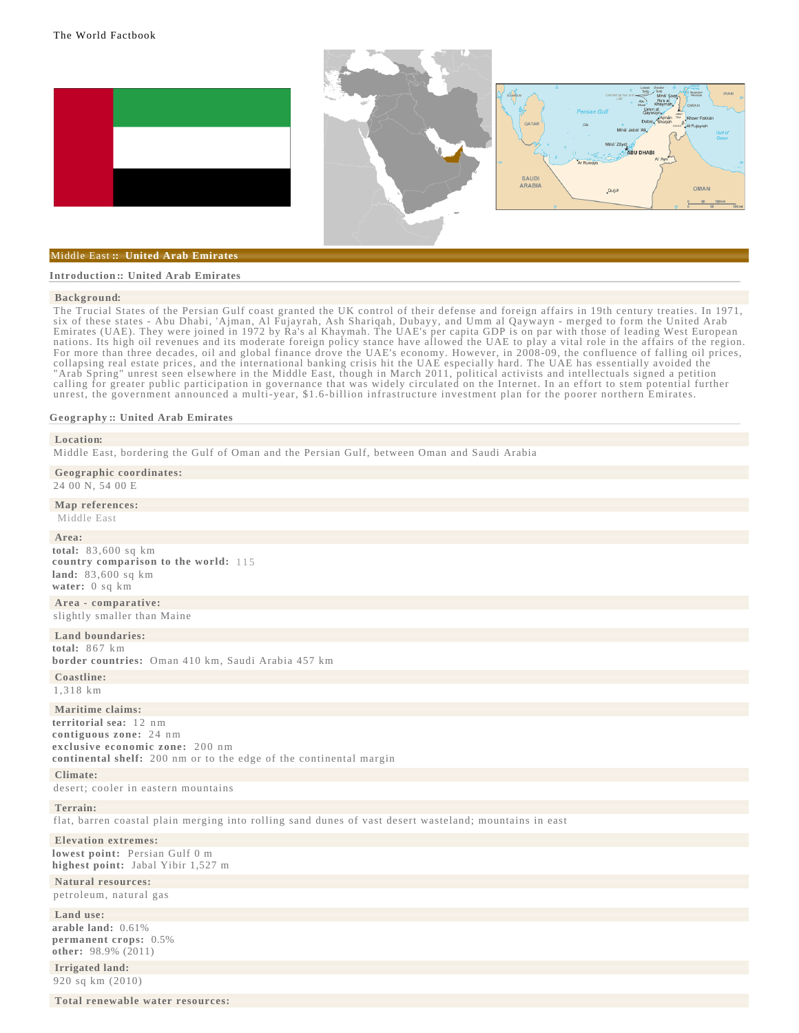The World Factbook

## Middle East :: United Arab Emirates

### Introduction :: United Arab Emirates

**Background:**

The Trucial States of the Persian Gulf coast granted the UK control of their defense and foreign affairs in 19th century treaties. In 1971, six of these states - Abu Dhabi, 'Ajman, Al Fujayrah, Ash Shariqah, Dubayy, and Umm al Qaywayn - merged to form the United Arab Emirates (UAE). They were joined in 1972 by Ra's al Khaymah. The UAE's per capita GDP is on par with those of leading West European nations. Its high oil revenues and its moderate foreign policy stance have allowed the UAE to play a vital role in the affairs of the region. For more than three decades, oil and global finance drove the UAE's economy. However, in 2008-09, the confluence of falling oil prices, collapsing real estate prices, and the international banking crisis hit the UAE especially hard. The UAE has essentially avoided the "Arab Spring" unrest seen elsewhere in the Middle East, though in March 2011, political activists and intellectuals signed a petition calling for greater public participation in governance that was widely circulated on the Internet. In an effort to stem potential further unrest, the government announced a multi-year, $1.6-billion infrastructure investment plan for the poorer northern Emirates.

### Geography :: United Arab Emirates

**Location:**

Middle East, bordering the Gulf of Oman and the Persian Gulf, between Oman and Saudi Arabia

**Geographic coordinates:**

24 00 N, 54 00 E

**Map references:**

Middle East

**Area:**

**total:** 83,600 sq km
**country comparison to the world:** 115
**land:** 83,600 sq km
**water:** 0 sq km

**Area - comparative:**

slightly smaller than Maine

**Land boundaries:**

**total:** 867 km
**border countries:** Oman 410 km, Saudi Arabia 457 km

**Coastline:**

1,318 km

**Maritime claims:**

**territorial sea:** 12 nm
**contiguous zone:** 24 nm
**exclusive economic zone:** 200 nm
**continental shelf:** 200 nm or to the edge of the continental margin

**Climate:**

desert; cooler in eastern mountains

**Terrain:**

flat, barren coastal plain merging into rolling sand dunes of vast desert wasteland; mountains in east

**Elevation extremes:**

**lowest point:** Persian Gulf 0 m
**highest point:** Jabal Yibir 1,527 m

**Natural resources:**

petroleum, natural gas

**Land use:**

**arable land:** 0.61%
**permanent crops:** 0.5%
**other:** 98.9% (2011)

**Irrigated land:**

920 sq km (2010)

**Total renewable water resources:**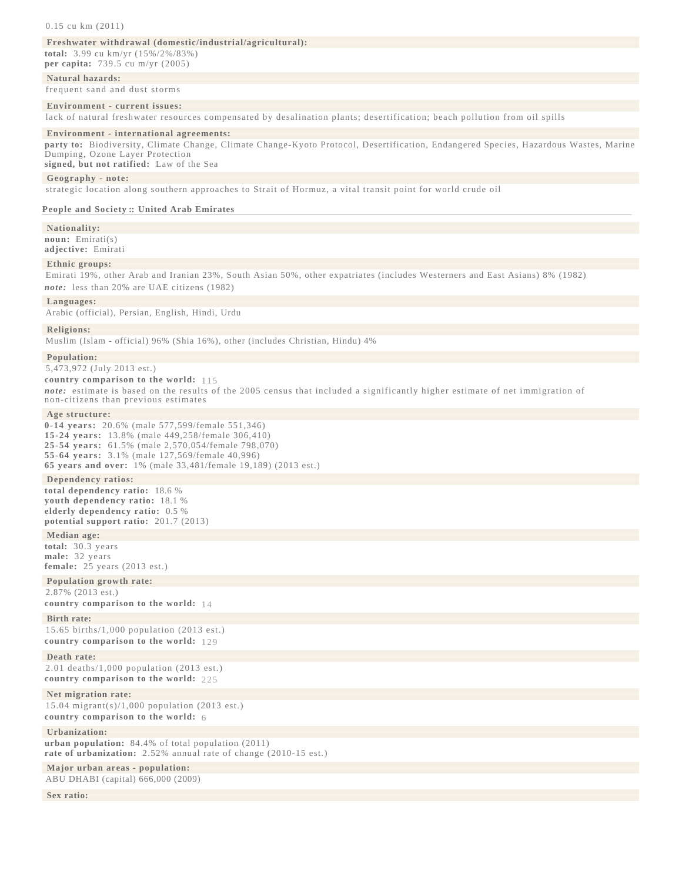0.15 cu km (2011)

**Freshwater withdrawal (domestic/industrial/agricultural):**

**total:** 3.99 cu km/yr (15%/2%/83%)
**per capita:** 739.5 cu m/yr (2005)

**Natural hazards:**

frequent sand and dust storms

**Environment - current issues:**

lack of natural freshwater resources compensated by desalination plants; desertification; beach pollution from oil spills

**Environment - international agreements:**

**party to:** Biodiversity, Climate Change, Climate Change-Kyoto Protocol, Desertification, Endangered Species, Hazardous Wastes, Marine Dumping, Ozone Layer Protection
**signed, but not ratified:** Law of the Sea

**Geography - note:**

strategic location along southern approaches to Strait of Hormuz, a vital transit point for world crude oil

## People and Society :: United Arab Emirates

**Nationality:**

**noun:** Emirati(s)
**adjective:** Emirati

**Ethnic groups:**

Emirati 19%, other Arab and Iranian 23%, South Asian 50%, other expatriates (includes Westerners and East Asians) 8% (1982)
***note:*** less than 20% are UAE citizens (1982)

**Languages:**

Arabic (official), Persian, English, Hindi, Urdu

**Religions:**

Muslim (Islam - official) 96% (Shia 16%), other (includes Christian, Hindu) 4%

**Population:**

5,473,972 (July 2013 est.)
**country comparison to the world:** 115
***note:*** estimate is based on the results of the 2005 census that included a significantly higher estimate of net immigration of non-citizens than previous estimates

**Age structure:**

**0-14 years:** 20.6% (male 577,599/female 551,346)
**15-24 years:** 13.8% (male 449,258/female 306,410)
**25-54 years:** 61.5% (male 2,570,054/female 798,070)
**55-64 years:** 3.1% (male 127,569/female 40,996)
**65 years and over:** 1% (male 33,481/female 19,189) (2013 est.)

**Dependency ratios:**

**total dependency ratio:** 18.6 %
**youth dependency ratio:** 18.1 %
**elderly dependency ratio:** 0.5 %
**potential support ratio:** 201.7 (2013)

**Median age:**

**total:** 30.3 years
**male:** 32 years
**female:** 25 years (2013 est.)

**Population growth rate:**

2.87% (2013 est.)
**country comparison to the world:** 14

**Birth rate:**

15.65 births/1,000 population (2013 est.)
**country comparison to the world:** 129

**Death rate:**

2.01 deaths/1,000 population (2013 est.)
**country comparison to the world:** 225

**Net migration rate:**

15.04 migrant(s)/1,000 population (2013 est.)
**country comparison to the world:** 6

**Urbanization:**

**urban population:** 84.4% of total population (2011)
**rate of urbanization:** 2.52% annual rate of change (2010-15 est.)

**Major urban areas - population:**

ABU DHABI (capital) 666,000 (2009)

**Sex ratio:**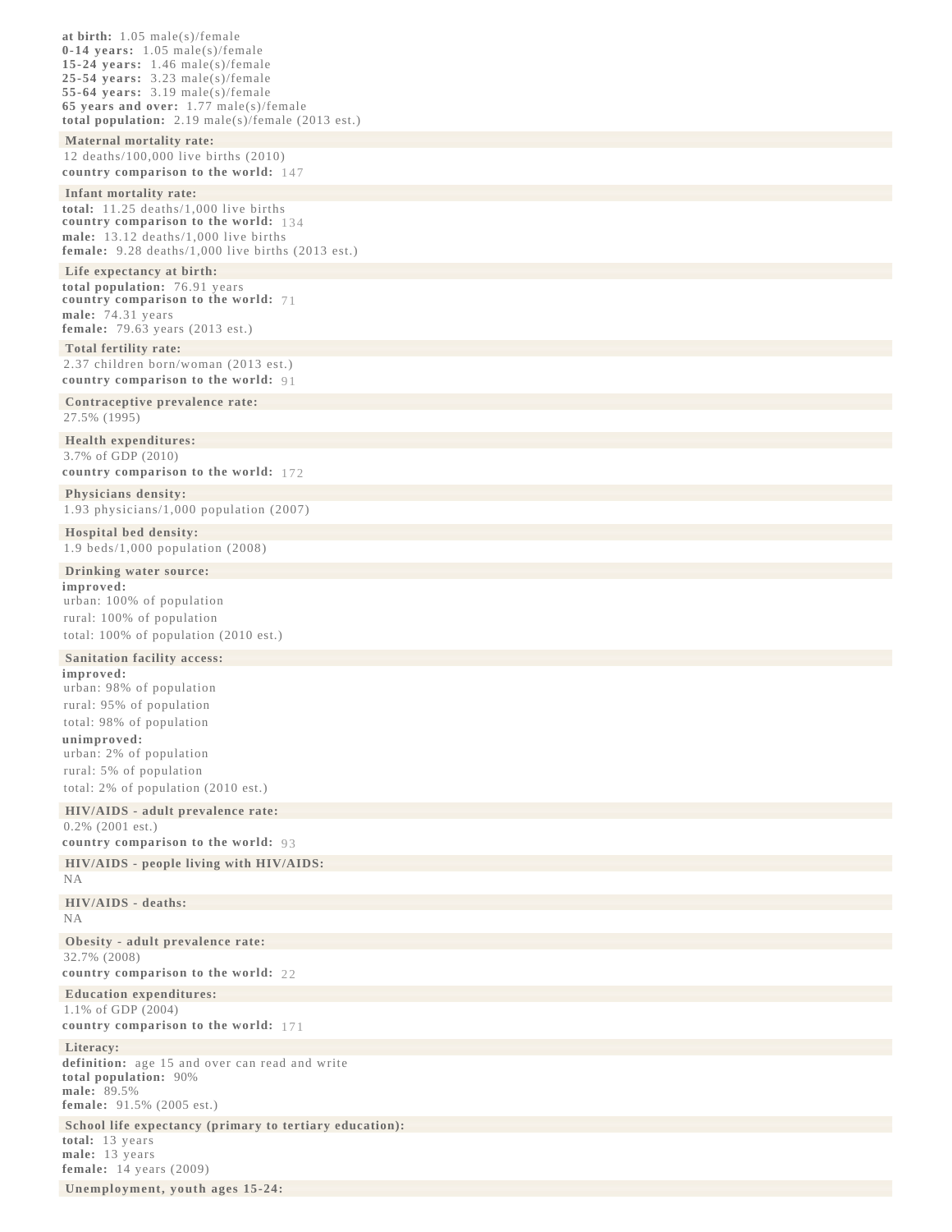**at birth:** 1.05 male(s)/female
**0-14 years:** 1.05 male(s)/female
**15-24 years:** 1.46 male(s)/female
**25-54 years:** 3.23 male(s)/female
**55-64 years:** 3.19 male(s)/female
**65 years and over:** 1.77 male(s)/female
**total population:** 2.19 male(s)/female (2013 est.)

**Maternal mortality rate:**

12 deaths/100,000 live births (2010)
**country comparison to the world:** 147

**Infant mortality rate:**

**total:** 11.25 deaths/1,000 live births
**country comparison to the world:** 134
**male:** 13.12 deaths/1,000 live births
**female:** 9.28 deaths/1,000 live births (2013 est.)

**Life expectancy at birth:**

**total population:** 76.91 years
**country comparison to the world:** 71
**male:** 74.31 years
**female:** 79.63 years (2013 est.)

**Total fertility rate:**

2.37 children born/woman (2013 est.)
**country comparison to the world:** 91

**Contraceptive prevalence rate:**

27.5% (1995)

**Health expenditures:**

3.7% of GDP (2010)
**country comparison to the world:** 172

**Physicians density:**

1.93 physicians/1,000 population (2007)

**Hospital bed density:**

1.9 beds/1,000 population (2008)

**Drinking water source:**

**improved:**
urban: 100% of population
rural: 100% of population
total: 100% of population (2010 est.)

**Sanitation facility access:**

**improved:**
urban: 98% of population
rural: 95% of population
total: 98% of population
**unimproved:**
urban: 2% of population
rural: 5% of population
total: 2% of population (2010 est.)

**HIV/AIDS - adult prevalence rate:**

0.2% (2001 est.)
**country comparison to the world:** 93

**HIV/AIDS - people living with HIV/AIDS:**

NA

**HIV/AIDS - deaths:**

NA

**Obesity - adult prevalence rate:**

32.7% (2008)
**country comparison to the world:** 22

**Education expenditures:**

1.1% of GDP (2004)
**country comparison to the world:** 171

**Literacy:**

**definition:** age 15 and over can read and write
**total population:** 90%
**male:** 89.5%
**female:** 91.5% (2005 est.)

**School life expectancy (primary to tertiary education):**

**total:** 13 years
**male:** 13 years
**female:** 14 years (2009)

**Unemployment, youth ages 15-24:**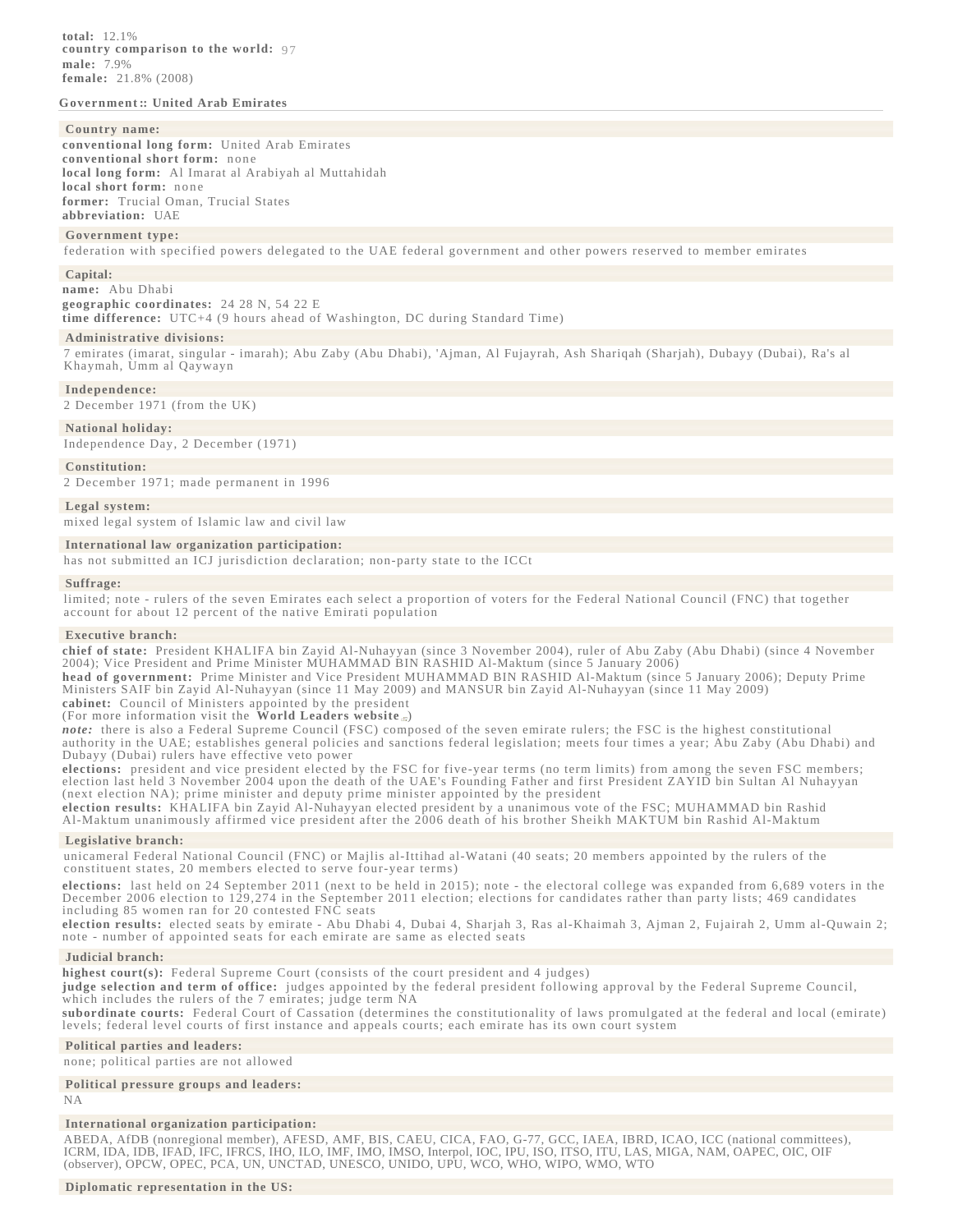**total:** 12.1%
**country comparison to the world:** 97
**male:** 7.9%
**female:** 21.8% (2008)

## Government :: United Arab Emirates

### Country name:

**conventional long form:** United Arab Emirates
**conventional short form:** none
**local long form:** Al Imarat al Arabiyah al Muttahidah
**local short form:** none
**former:** Trucial Oman, Trucial States
**abbreviation:** UAE

### Government type:

federation with specified powers delegated to the UAE federal government and other powers reserved to member emirates

### Capital:

**name:** Abu Dhabi
**geographic coordinates:** 24 28 N, 54 22 E
**time difference:** UTC+4 (9 hours ahead of Washington, DC during Standard Time)

### Administrative divisions:

7 emirates (imarat, singular - imarah); Abu Zaby (Abu Dhabi), 'Ajman, Al Fujayrah, Ash Shariqah (Sharjah), Dubayy (Dubai), Ra's al Khaymah, Umm al Qaywayn

### Independence:

2 December 1971 (from the UK)

### National holiday:

Independence Day, 2 December (1971)

### Constitution:

2 December 1971; made permanent in 1996

### Legal system:

mixed legal system of Islamic law and civil law

### International law organization participation:

has not submitted an ICJ jurisdiction declaration; non-party state to the ICCt

### Suffrage:

limited; note - rulers of the seven Emirates each select a proportion of voters for the Federal National Council (FNC) that together account for about 12 percent of the native Emirati population

### Executive branch:

**chief of state:** President KHALIFA bin Zayid Al-Nuhayyan (since 3 November 2004), ruler of Abu Zaby (Abu Dhabi) (since 4 November 2004); Vice President and Prime Minister MUHAMMAD BIN RASHID Al-Maktum (since 5 January 2006)
**head of government:** Prime Minister and Vice President MUHAMMAD BIN RASHID Al-Maktum (since 5 January 2006); Deputy Prime Ministers SAIF bin Zayid Al-Nuhayyan (since 11 May 2009) and MANSUR bin Zayid Al-Nuhayyan (since 11 May 2009)
**cabinet:** Council of Ministers appointed by the president
(For more information visit the **World Leaders website**)
***note:*** there is also a Federal Supreme Council (FSC) composed of the seven emirate rulers; the FSC is the highest constitutional authority in the UAE; establishes general policies and sanctions federal legislation; meets four times a year; Abu Zaby (Abu Dhabi) and Dubayy (Dubai) rulers have effective veto power
**elections:** president and vice president elected by the FSC for five-year terms (no term limits) from among the seven FSC members; election last held 3 November 2004 upon the death of the UAE's Founding Father and first President ZAYID bin Sultan Al Nuhayyan (next election NA); prime minister and deputy prime minister appointed by the president
**election results:** KHALIFA bin Zayid Al-Nuhayyan elected president by a unanimous vote of the FSC; MUHAMMAD bin Rashid Al-Maktum unanimously affirmed vice president after the 2006 death of his brother Sheikh MAKTUM bin Rashid Al-Maktum

### Legislative branch:

unicameral Federal National Council (FNC) or Majlis al-Ittihad al-Watani (40 seats; 20 members appointed by the rulers of the constituent states, 20 members elected to serve four-year terms)

**elections:** last held on 24 September 2011 (next to be held in 2015); note - the electoral college was expanded from 6,689 voters in the December 2006 election to 129,274 in the September 2011 election; elections for candidates rather than party lists; 469 candidates including 85 women ran for 20 contested FNC seats
**election results:** elected seats by emirate - Abu Dhabi 4, Dubai 4, Sharjah 3, Ras al-Khaimah 3, Ajman 2, Fujairah 2, Umm al-Quwain 2; note - number of appointed seats for each emirate are same as elected seats

### Judicial branch:

**highest court(s):** Federal Supreme Court (consists of the court president and 4 judges)
**judge selection and term of office:** judges appointed by the federal president following approval by the Federal Supreme Council, which includes the rulers of the 7 emirates; judge term NA
**subordinate courts:** Federal Court of Cassation (determines the constitutionality of laws promulgated at the federal and local (emirate) levels; federal level courts of first instance and appeals courts; each emirate has its own court system

### Political parties and leaders:

none; political parties are not allowed

### Political pressure groups and leaders:

NA

### International organization participation:

ABEDA, AfDB (nonregional member), AFESD, AMF, BIS, CAEU, CICA, FAO, G-77, GCC, IAEA, IBRD, ICAO, ICC (national committees), ICRM, IDA, IDB, IFAD, IFC, IFRCS, IHO, ILO, IMF, IMO, IMSO, Interpol, IOC, IPU, ISO, ITSO, ITU, LAS, MIGA, NAM, OAPEC, OIC, OIF (observer), OPCW, OPEC, PCA, UN, UNCTAD, UNESCO, UNIDO, UPU, WCO, WHO, WIPO, WMO, WTO

### Diplomatic representation in the US: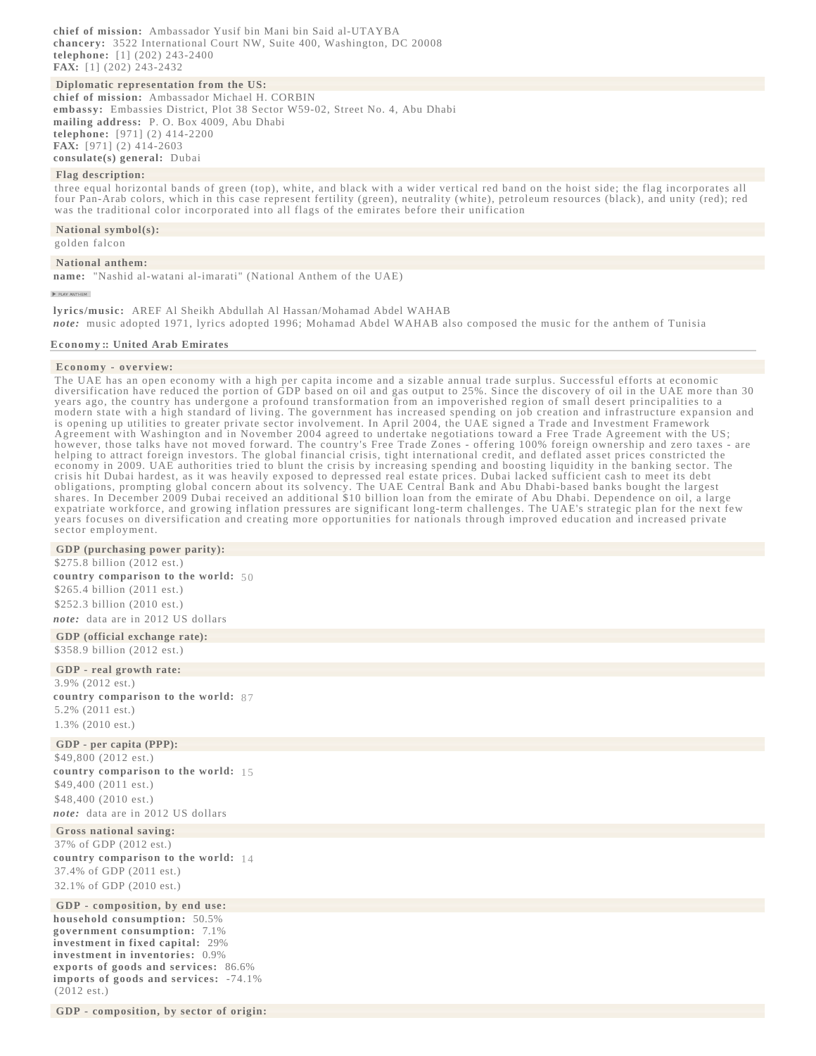**chief of mission:** Ambassador Yusif bin Mani bin Said al-UTAYBA
**chancery:** 3522 International Court NW, Suite 400, Washington, DC 20008
**telephone:** [1] (202) 243-2400
**FAX:** [1] (202) 243-2432

### Diplomatic representation from the US:

**chief of mission:** Ambassador Michael H. CORBIN
**embassy:** Embassies District, Plot 38 Sector W59-02, Street No. 4, Abu Dhabi
**mailing address:** P. O. Box 4009, Abu Dhabi
**telephone:** [971] (2) 414-2200
**FAX:** [971] (2) 414-2603
**consulate(s) general:** Dubai

### Flag description:

three equal horizontal bands of green (top), white, and black with a wider vertical red band on the hoist side; the flag incorporates all four Pan-Arab colors, which in this case represent fertility (green), neutrality (white), petroleum resources (black), and unity (red); red was the traditional color incorporated into all flags of the emirates before their unification

### National symbol(s):

golden falcon

### National anthem:

**name:** "Nashid al-watani al-imarati" (National Anthem of the UAE)

**lyrics/music:** AREF Al Sheikh Abdullah Al Hassan/Mohamad Abdel WAHAB
***note:*** music adopted 1971, lyrics adopted 1996; Mohamad Abdel WAHAB also composed the music for the anthem of Tunisia

## Economy :: United Arab Emirates

### Economy - overview:

The UAE has an open economy with a high per capita income and a sizable annual trade surplus. Successful efforts at economic diversification have reduced the portion of GDP based on oil and gas output to 25%. Since the discovery of oil in the UAE more than 30 years ago, the country has undergone a profound transformation from an impoverished region of small desert principalities to a modern state with a high standard of living. The government has increased spending on job creation and infrastructure expansion and is opening up utilities to greater private sector involvement. In April 2004, the UAE signed a Trade and Investment Framework Agreement with Washington and in November 2004 agreed to undertake negotiations toward a Free Trade Agreement with the US; however, those talks have not moved forward. The country's Free Trade Zones - offering 100% foreign ownership and zero taxes - are helping to attract foreign investors. The global financial crisis, tight international credit, and deflated asset prices constricted the economy in 2009. UAE authorities tried to blunt the crisis by increasing spending and boosting liquidity in the banking sector. The crisis hit Dubai hardest, as it was heavily exposed to depressed real estate prices. Dubai lacked sufficient cash to meet its debt obligations, prompting global concern about its solvency. The UAE Central Bank and Abu Dhabi-based banks bought the largest shares. In December 2009 Dubai received an additional $10 billion loan from the emirate of Abu Dhabi. Dependence on oil, a large expatriate workforce, and growing inflation pressures are significant long-term challenges. The UAE's strategic plan for the next few years focuses on diversification and creating more opportunities for nationals through improved education and increased private sector employment.

### GDP (purchasing power parity):

$275.8 billion (2012 est.)
**country comparison to the world:** 50
$265.4 billion (2011 est.)
$252.3 billion (2010 est.)
***note:*** data are in 2012 US dollars

### GDP (official exchange rate):

$358.9 billion (2012 est.)

### GDP - real growth rate:

3.9% (2012 est.)
**country comparison to the world:** 87
5.2% (2011 est.)
1.3% (2010 est.)

### GDP - per capita (PPP):

$49,800 (2012 est.)
**country comparison to the world:** 15
$49,400 (2011 est.)
$48,400 (2010 est.)
***note:*** data are in 2012 US dollars

### Gross national saving:

37% of GDP (2012 est.)
**country comparison to the world:** 14
37.4% of GDP (2011 est.)
32.1% of GDP (2010 est.)

### GDP - composition, by end use:

**household consumption:** 50.5%
**government consumption:** 7.1%
**investment in fixed capital:** 29%
**investment in inventories:** 0.9%
**exports of goods and services:** 86.6%
**imports of goods and services:** -74.1%
(2012 est.)

### GDP - composition, by sector of origin: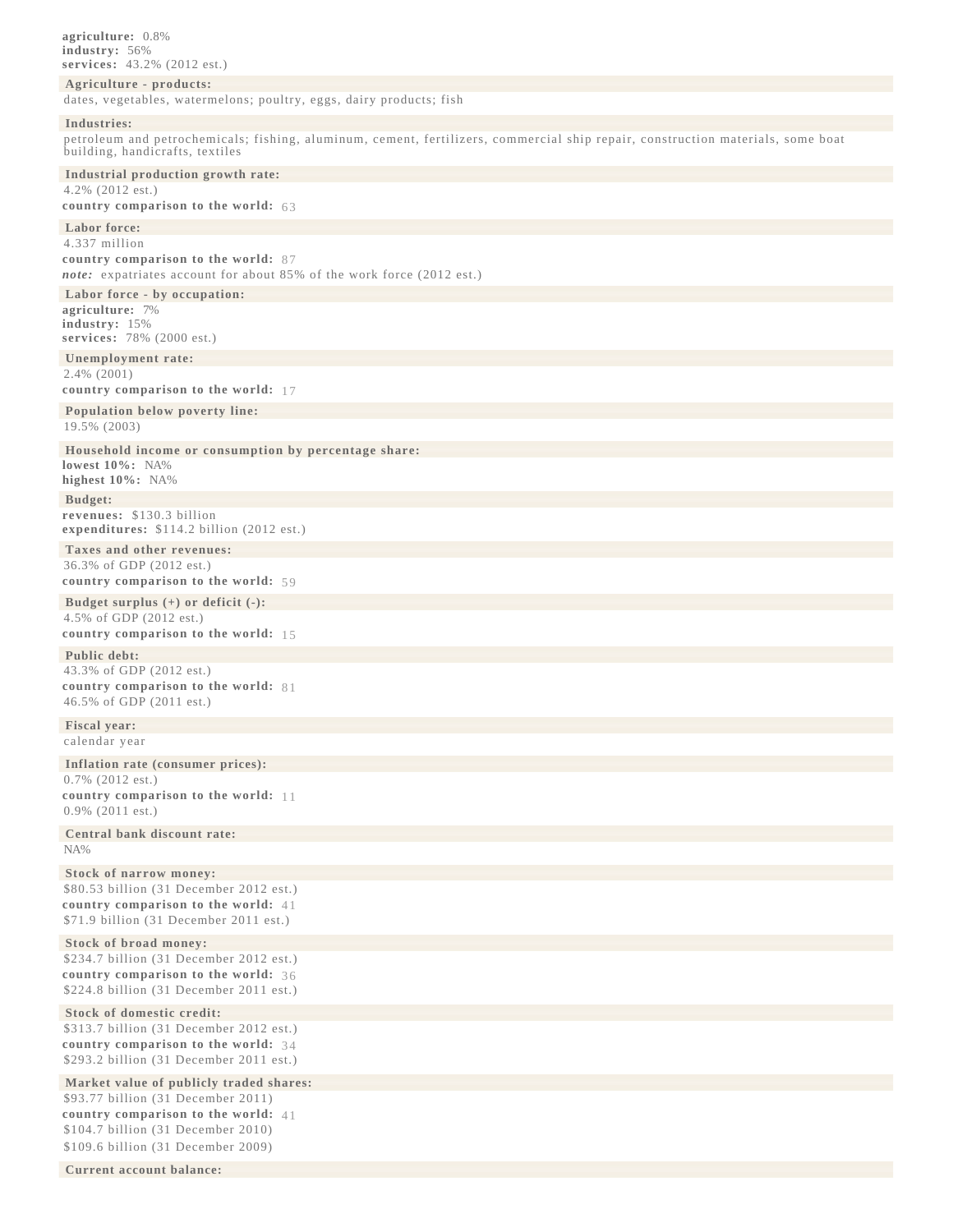**agriculture:** 0.8%
**industry:** 56%
**services:** 43.2% (2012 est.)

### Agriculture - products:

dates, vegetables, watermelons; poultry, eggs, dairy products; fish

### Industries:

petroleum and petrochemicals; fishing, aluminum, cement, fertilizers, commercial ship repair, construction materials, some boat building, handicrafts, textiles

### Industrial production growth rate:

4.2% (2012 est.)
**country comparison to the world:** 63

### Labor force:

4.337 million
**country comparison to the world:** 87
***note:*** expatriates account for about 85% of the work force (2012 est.)

### Labor force - by occupation:

**agriculture:** 7%
**industry:** 15%
**services:** 78% (2000 est.)

### Unemployment rate:

2.4% (2001)
**country comparison to the world:** 17

### Population below poverty line:

19.5% (2003)

### Household income or consumption by percentage share:

**lowest 10%:** NA%
**highest 10%:** NA%

### Budget:

**revenues:** $130.3 billion
**expenditures:** $114.2 billion (2012 est.)

### Taxes and other revenues:

36.3% of GDP (2012 est.)
**country comparison to the world:** 59

### Budget surplus (+) or deficit (-):

4.5% of GDP (2012 est.)
**country comparison to the world:** 15

### Public debt:

43.3% of GDP (2012 est.)
**country comparison to the world:** 81
46.5% of GDP (2011 est.)

### Fiscal year:

calendar year

### Inflation rate (consumer prices):

0.7% (2012 est.)
**country comparison to the world:** 11
0.9% (2011 est.)

### Central bank discount rate:

NA%

### Stock of narrow money:

$80.53 billion (31 December 2012 est.)
**country comparison to the world:** 41
$71.9 billion (31 December 2011 est.)

### Stock of broad money:

$234.7 billion (31 December 2012 est.)
**country comparison to the world:** 36
$224.8 billion (31 December 2011 est.)

### Stock of domestic credit:

$313.7 billion (31 December 2012 est.)
**country comparison to the world:** 34
$293.2 billion (31 December 2011 est.)

### Market value of publicly traded shares:

$93.77 billion (31 December 2011)
**country comparison to the world:** 41
$104.7 billion (31 December 2010)
$109.6 billion (31 December 2009)

### Current account balance: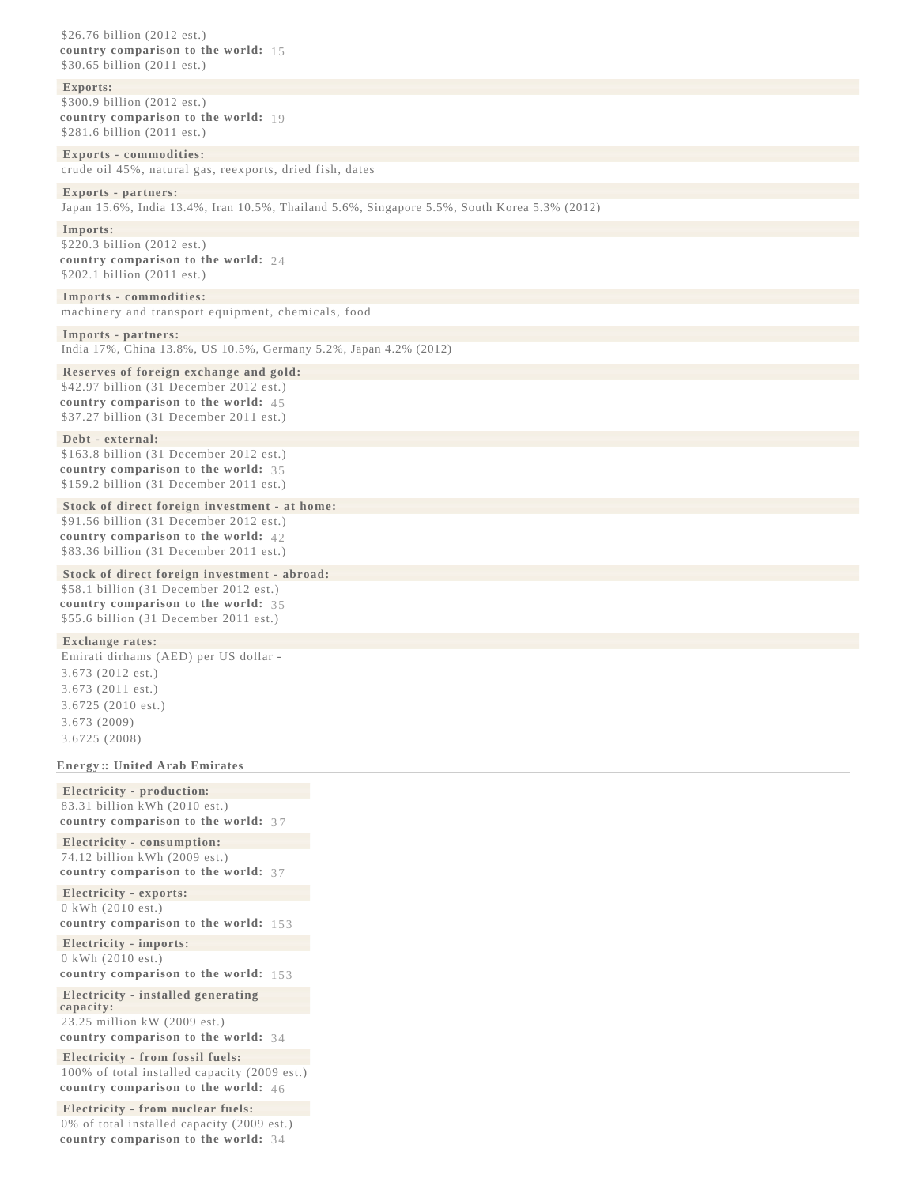$26.76 billion (2012 est.)
**country comparison to the world:** 15
$30.65 billion (2011 est.)

**Exports:**
$300.9 billion (2012 est.)
**country comparison to the world:** 19
$281.6 billion (2011 est.)

**Exports - commodities:**
crude oil 45%, natural gas, reexports, dried fish, dates

**Exports - partners:**
Japan 15.6%, India 13.4%, Iran 10.5%, Thailand 5.6%, Singapore 5.5%, South Korea 5.3% (2012)

**Imports:**
$220.3 billion (2012 est.)
**country comparison to the world:** 24
$202.1 billion (2011 est.)

**Imports - commodities:**
machinery and transport equipment, chemicals, food

**Imports - partners:**
India 17%, China 13.8%, US 10.5%, Germany 5.2%, Japan 4.2% (2012)

**Reserves of foreign exchange and gold:**
$42.97 billion (31 December 2012 est.)
**country comparison to the world:** 45
$37.27 billion (31 December 2011 est.)

**Debt - external:**
$163.8 billion (31 December 2012 est.)
**country comparison to the world:** 35
$159.2 billion (31 December 2011 est.)

**Stock of direct foreign investment - at home:**
$91.56 billion (31 December 2012 est.)
**country comparison to the world:** 42
$83.36 billion (31 December 2011 est.)

**Stock of direct foreign investment - abroad:**
$58.1 billion (31 December 2012 est.)
**country comparison to the world:** 35
$55.6 billion (31 December 2011 est.)

**Exchange rates:**
Emirati dirhams (AED) per US dollar -
3.673 (2012 est.)
3.673 (2011 est.)
3.6725 (2010 est.)
3.673 (2009)
3.6725 (2008)

## Energy :: United Arab Emirates

**Electricity - production:**
83.31 billion kWh (2010 est.)
**country comparison to the world:** 37

**Electricity - consumption:**
74.12 billion kWh (2009 est.)
**country comparison to the world:** 37

**Electricity - exports:**
0 kWh (2010 est.)
**country comparison to the world:** 153

**Electricity - imports:**
0 kWh (2010 est.)
**country comparison to the world:** 153

**Electricity - installed generating capacity:**
23.25 million kW (2009 est.)
**country comparison to the world:** 34

**Electricity - from fossil fuels:**
100% of total installed capacity (2009 est.)
**country comparison to the world:** 46

**Electricity - from nuclear fuels:**
0% of total installed capacity (2009 est.)
**country comparison to the world:** 34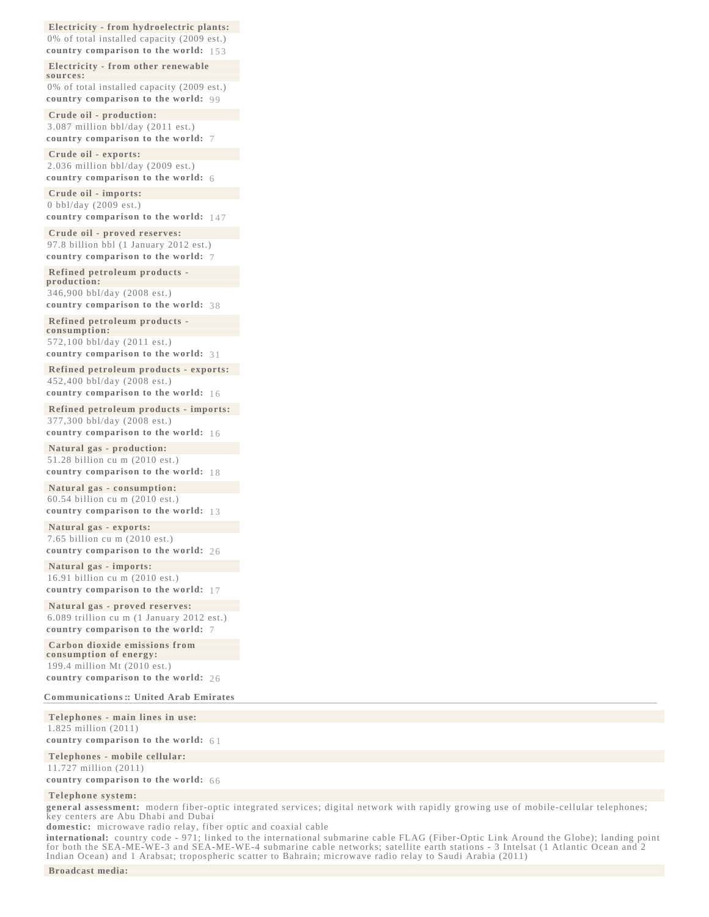**Electricity - from hydroelectric plants:**
0% of total installed capacity (2009 est.)
**country comparison to the world:** 153

**Electricity - from other renewable sources:**
0% of total installed capacity (2009 est.)
**country comparison to the world:** 99

**Crude oil - production:**
3.087 million bbl/day (2011 est.)
**country comparison to the world:** 7

**Crude oil - exports:**
2.036 million bbl/day (2009 est.)
**country comparison to the world:** 6

**Crude oil - imports:**
0 bbl/day (2009 est.)
**country comparison to the world:** 147

**Crude oil - proved reserves:**
97.8 billion bbl (1 January 2012 est.)
**country comparison to the world:** 7

**Refined petroleum products - production:**
346,900 bbl/day (2008 est.)
**country comparison to the world:** 38

**Refined petroleum products - consumption:**
572,100 bbl/day (2011 est.)
**country comparison to the world:** 31

**Refined petroleum products - exports:**
452,400 bbl/day (2008 est.)
**country comparison to the world:** 16

**Refined petroleum products - imports:**
377,300 bbl/day (2008 est.)
**country comparison to the world:** 16

**Natural gas - production:**
51.28 billion cu m (2010 est.)
**country comparison to the world:** 18

**Natural gas - consumption:**
60.54 billion cu m (2010 est.)
**country comparison to the world:** 13

**Natural gas - exports:**
7.65 billion cu m (2010 est.)
**country comparison to the world:** 26

**Natural gas - imports:**
16.91 billion cu m (2010 est.)
**country comparison to the world:** 17

**Natural gas - proved reserves:**
6.089 trillion cu m (1 January 2012 est.)
**country comparison to the world:** 7

**Carbon dioxide emissions from consumption of energy:**
199.4 million Mt (2010 est.)
**country comparison to the world:** 26

## Communications :: United Arab Emirates

**Telephones - main lines in use:**
1.825 million (2011)
**country comparison to the world:** 61

**Telephones - mobile cellular:**
11.727 million (2011)
**country comparison to the world:** 66

**Telephone system:**
**general assessment:** modern fiber-optic integrated services; digital network with rapidly growing use of mobile-cellular telephones; key centers are Abu Dhabi and Dubai
**domestic:** microwave radio relay, fiber optic and coaxial cable
**international:** country code - 971; linked to the international submarine cable FLAG (Fiber-Optic Link Around the Globe); landing point for both the SEA-ME-WE-3 and SEA-ME-WE-4 submarine cable networks; satellite earth stations - 3 Intelsat (1 Atlantic Ocean and 2 Indian Ocean) and 1 Arabsat; tropospheric scatter to Bahrain; microwave radio relay to Saudi Arabia (2011)

**Broadcast media:**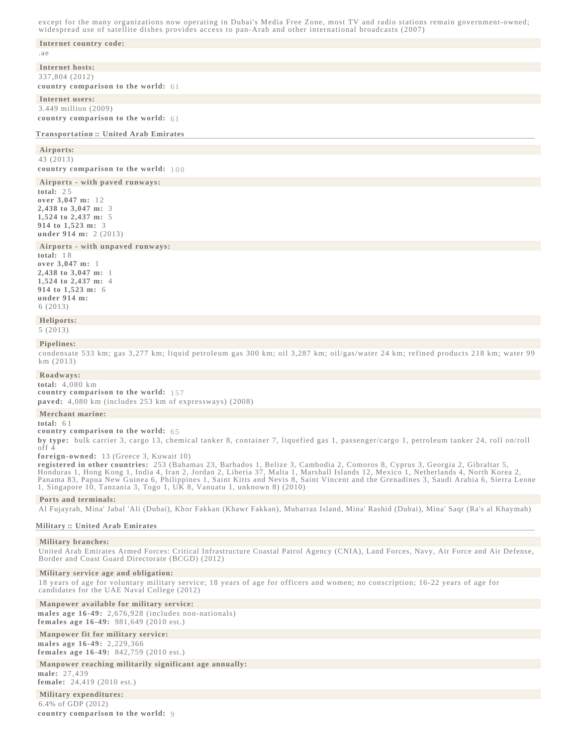except for the many organizations now operating in Dubai's Media Free Zone, most TV and radio stations remain government-owned; widespread use of satellite dishes provides access to pan-Arab and other international broadcasts (2007)

**Internet country code:**

.ae

**Internet hosts:**

337,804 (2012)

**country comparison to the world:** 61

**Internet users:**

3.449 million (2009)

**country comparison to the world:** 61

## Transportation :: United Arab Emirates

**Airports:**

43 (2013)

**country comparison to the world:** 100

**Airports - with paved runways:**

**total:** 25
**over 3,047 m:** 12
**2,438 to 3,047 m:** 3
**1,524 to 2,437 m:** 5
**914 to 1,523 m:** 3
**under 914 m:** 2 (2013)

**Airports - with unpaved runways:**

**total:** 18
**over 3,047 m:** 1
**2,438 to 3,047 m:** 1
**1,524 to 2,437 m:** 4
**914 to 1,523 m:** 6
**under 914 m:**
6 (2013)

**Heliports:**

5 (2013)

**Pipelines:**

condensate 533 km; gas 3,277 km; liquid petroleum gas 300 km; oil 3,287 km; oil/gas/water 24 km; refined products 218 km; water 99 km (2013)

**Roadways:**

**total:** 4,080 km
**country comparison to the world:** 157
**paved:** 4,080 km (includes 253 km of expressways) (2008)

**Merchant marine:**

**total:** 61
**country comparison to the world:** 65
**by type:** bulk carrier 3, cargo 13, chemical tanker 8, container 7, liquefied gas 1, passenger/cargo 1, petroleum tanker 24, roll on/roll off 4
**foreign-owned:** 13 (Greece 3, Kuwait 10)
**registered in other countries:** 253 (Bahamas 23, Barbados 1, Belize 3, Cambodia 2, Comoros 8, Cyprus 3, Georgia 2, Gibraltar 5, Honduras 1, Hong Kong 1, India 4, Iran 2, Jordan 2, Liberia 37, Malta 1, Marshall Islands 12, Mexico 1, Netherlands 4, North Korea 2, Panama 83, Papua New Guinea 6, Philippines 1, Saint Kitts and Nevis 8, Saint Vincent and the Grenadines 3, Saudi Arabia 6, Sierra Leone 1, Singapore 10, Tanzania 3, Togo 1, UK 8, Vanuatu 1, unknown 8) (2010)

**Ports and terminals:**

Al Fujayrah, Mina' Jabal 'Ali (Dubai), Khor Fakkan (Khawr Fakkan), Mubarraz Island, Mina' Rashid (Dubai), Mina' Saqr (Ra's al Khaymah)

## Military :: United Arab Emirates

**Military branches:**

United Arab Emirates Armed Forces: Critical Infrastructure Coastal Patrol Agency (CNIA), Land Forces, Navy, Air Force and Air Defense, Border and Coast Guard Directorate (BCGD) (2012)

**Military service age and obligation:**

18 years of age for voluntary military service; 18 years of age for officers and women; no conscription; 16-22 years of age for candidates for the UAE Naval College (2012)

**Manpower available for military service:**

**males age 16-49:** 2,676,928 (includes non-nationals)
**females age 16-49:** 981,649 (2010 est.)

**Manpower fit for military service:**

**males age 16-49:** 2,229,366
**females age 16-49:** 842,759 (2010 est.)

**Manpower reaching militarily significant age annually:**

**male:** 27,439
**female:** 24,419 (2010 est.)

**Military expenditures:**

6.4% of GDP (2012)

**country comparison to the world:** 9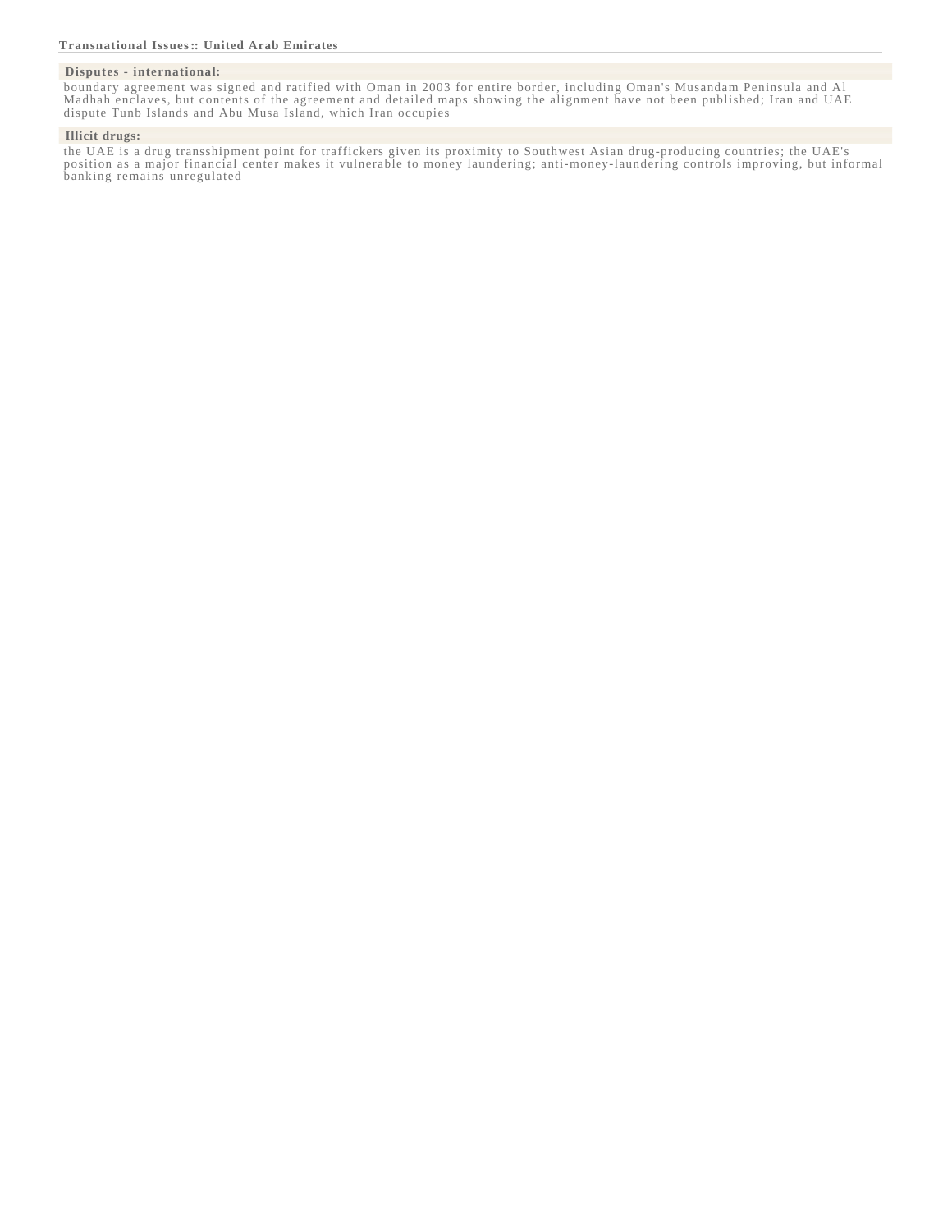## Transnational Issues :: United Arab Emirates

### Disputes - international:

boundary agreement was signed and ratified with Oman in 2003 for entire border, including Oman's Musandam Peninsula and Al Madhah enclaves, but contents of the agreement and detailed maps showing the alignment have not been published; Iran and UAE dispute Tunb Islands and Abu Musa Island, which Iran occupies

### Illicit drugs:

the UAE is a drug transshipment point for traffickers given its proximity to Southwest Asian drug-producing countries; the UAE's position as a major financial center makes it vulnerable to money laundering; anti-money-laundering controls improving, but informal banking remains unregulated